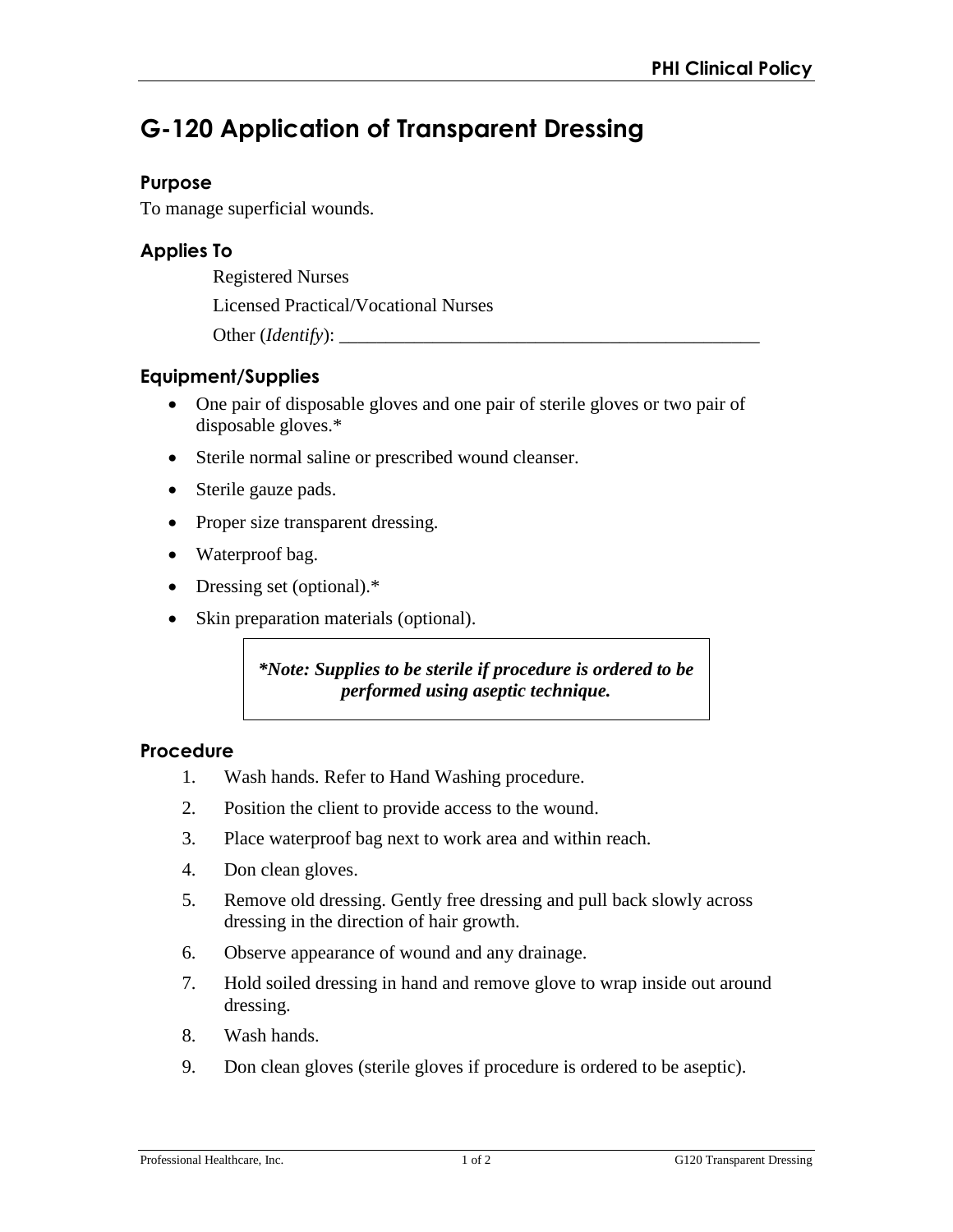# G-120 Application of Transparent Dressing

## Purpose

To manage superficial wounds.

## Applies To

Registered Nurses

Licensed Practical/Vocational Nurses

Other (*Identify*): _______________________________________________

## Equipment/Supplies

- One pair of disposable gloves and one pair of sterile gloves or two pair of disposable gloves.*
- Sterile normal saline or prescribed wound cleanser.
- Sterile gauze pads.
- Proper size transparent dressing.
- Waterproof bag.
- Dressing set (optional).*
- Skin preparation materials (optional).

> ***Note: Supplies to be sterile if procedure is ordered to be performed using aseptic technique.***

## Procedure

1. Wash hands. Refer to Hand Washing procedure.
2. Position the client to provide access to the wound.
3. Place waterproof bag next to work area and within reach.
4. Don clean gloves.
5. Remove old dressing. Gently free dressing and pull back slowly across dressing in the direction of hair growth.
6. Observe appearance of wound and any drainage.
7. Hold soiled dressing in hand and remove glove to wrap inside out around dressing.
8. Wash hands.
9. Don clean gloves (sterile gloves if procedure is ordered to be aseptic).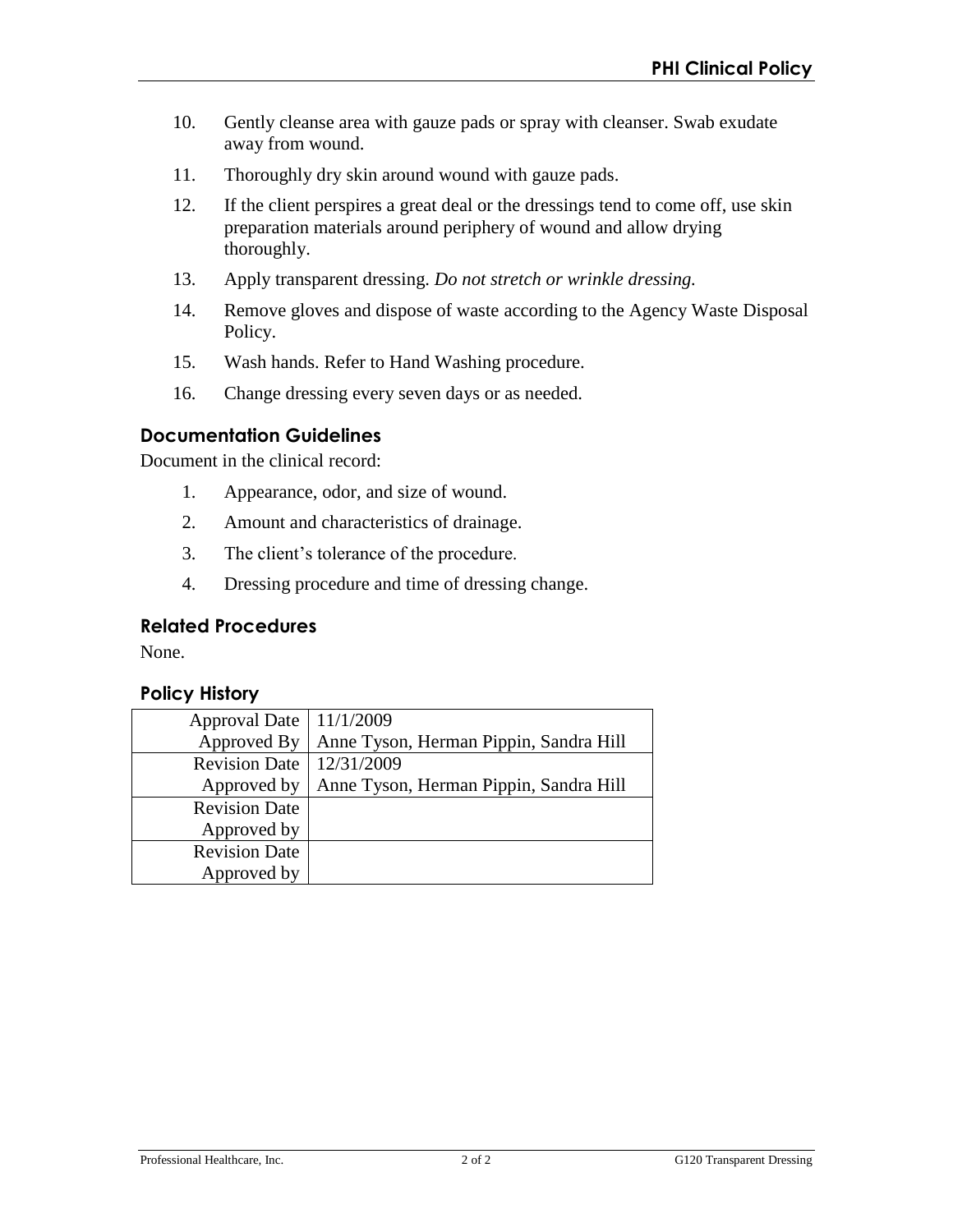10. Gently cleanse area with gauze pads or spray with cleanser. Swab exudate away from wound.
11. Thoroughly dry skin around wound with gauze pads.
12. If the client perspires a great deal or the dressings tend to come off, use skin preparation materials around periphery of wound and allow drying thoroughly.
13. Apply transparent dressing. *Do not stretch or wrinkle dressing.*
14. Remove gloves and dispose of waste according to the Agency Waste Disposal Policy.
15. Wash hands. Refer to Hand Washing procedure.
16. Change dressing every seven days or as needed.

## Documentation Guidelines

Document in the clinical record:

1. Appearance, odor, and size of wound.
2. Amount and characteristics of drainage.
3. The client's tolerance of the procedure.
4. Dressing procedure and time of dressing change.

## Related Procedures

None.

## Policy History

| | |
|---|---|
| Approval Date | 11/1/2009 |
| Approved By | Anne Tyson, Herman Pippin, Sandra Hill |
| Revision Date | 12/31/2009 |
| Approved by | Anne Tyson, Herman Pippin, Sandra Hill |
| Revision Date | |
| Approved by | |
| Revision Date | |
| Approved by | |